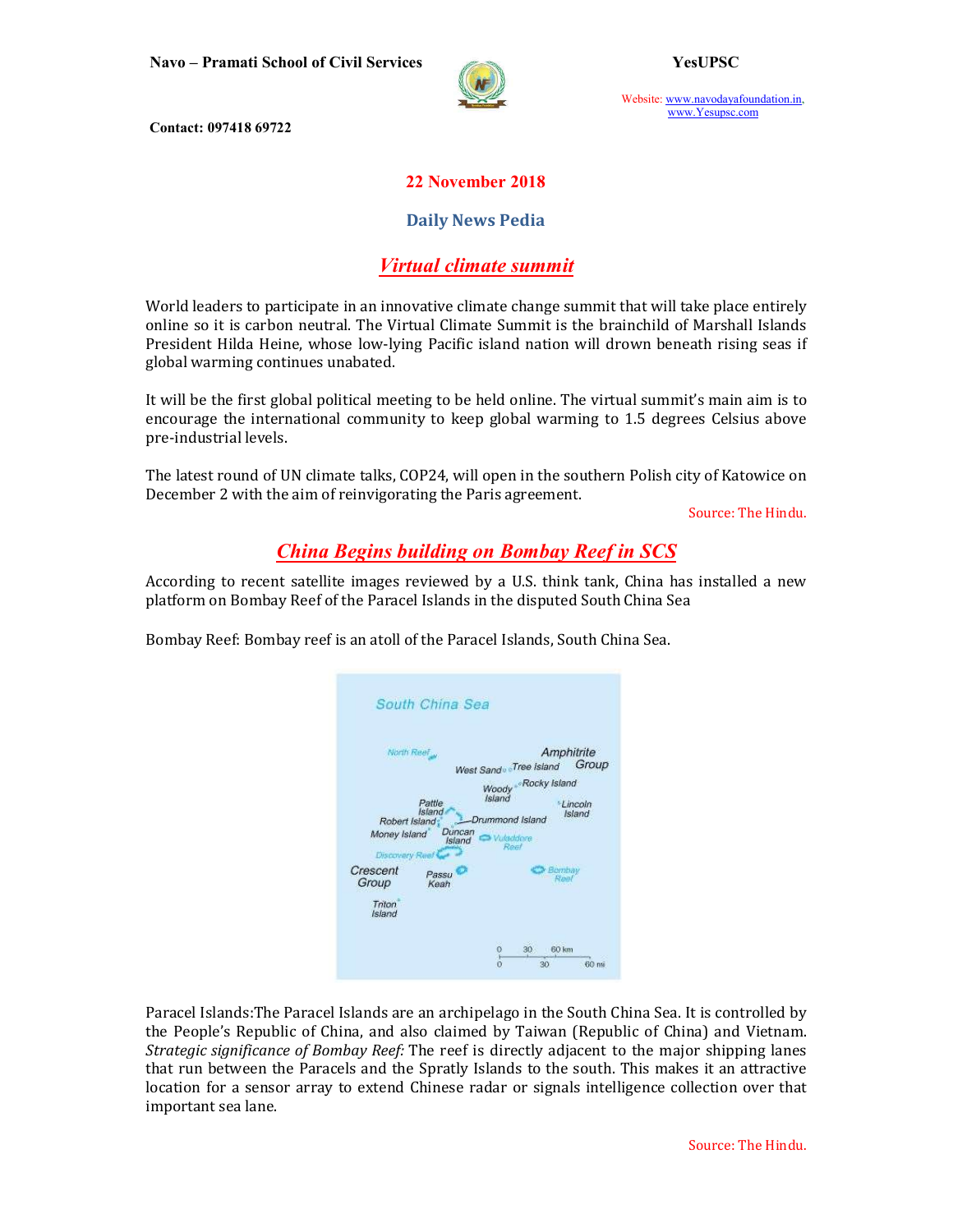Navo – Pramati School of Civil Services

YesUPSC

Website: www.navodayafoundation.in, www.Yesupsc.com

Contact: 097418 69722

22 November 2018

## Daily News Pedia

## *Virtual climate summit*

World leaders to participate in an innovative climate change summit that will take place entirely online so it is carbon neutral. The Virtual Climate Summit is the brainchild of Marshall Islands President Hilda Heine, whose low-lying Pacific island nation will drown beneath rising seas if global warming continues unabated.

It will be the first global political meeting to be held online. The virtual summit's main aim is to encourage the international community to keep global warming to 1.5 degrees Celsius above pre-industrial levels.

The latest round of UN climate talks, COP24, will open in the southern Polish city of Katowice on December 2 with the aim of reinvigorating the Paris agreement.

Source: The Hindu.

## *China Begins building on Bombay Reef in SCS*

According to recent satellite images reviewed by a U.S. think tank, China has installed a new platform on Bombay Reef of the Paracel Islands in the disputed South China Sea

Bombay Reef: Bombay reef is an atoll of the Paracel Islands, South China Sea.

Paracel Islands:The Paracel Islands are an archipelago in the South China Sea. It is controlled by the People's Republic of China, and also claimed by Taiwan (Republic of China) and Vietnam. *Strategic significance of Bombay Reef:* The reef is directly adjacent to the major shipping lanes that run between the Paracels and the Spratly Islands to the south. This makes it an attractive location for a sensor array to extend Chinese radar or signals intelligence collection over that important sea lane.

Source: The Hindu.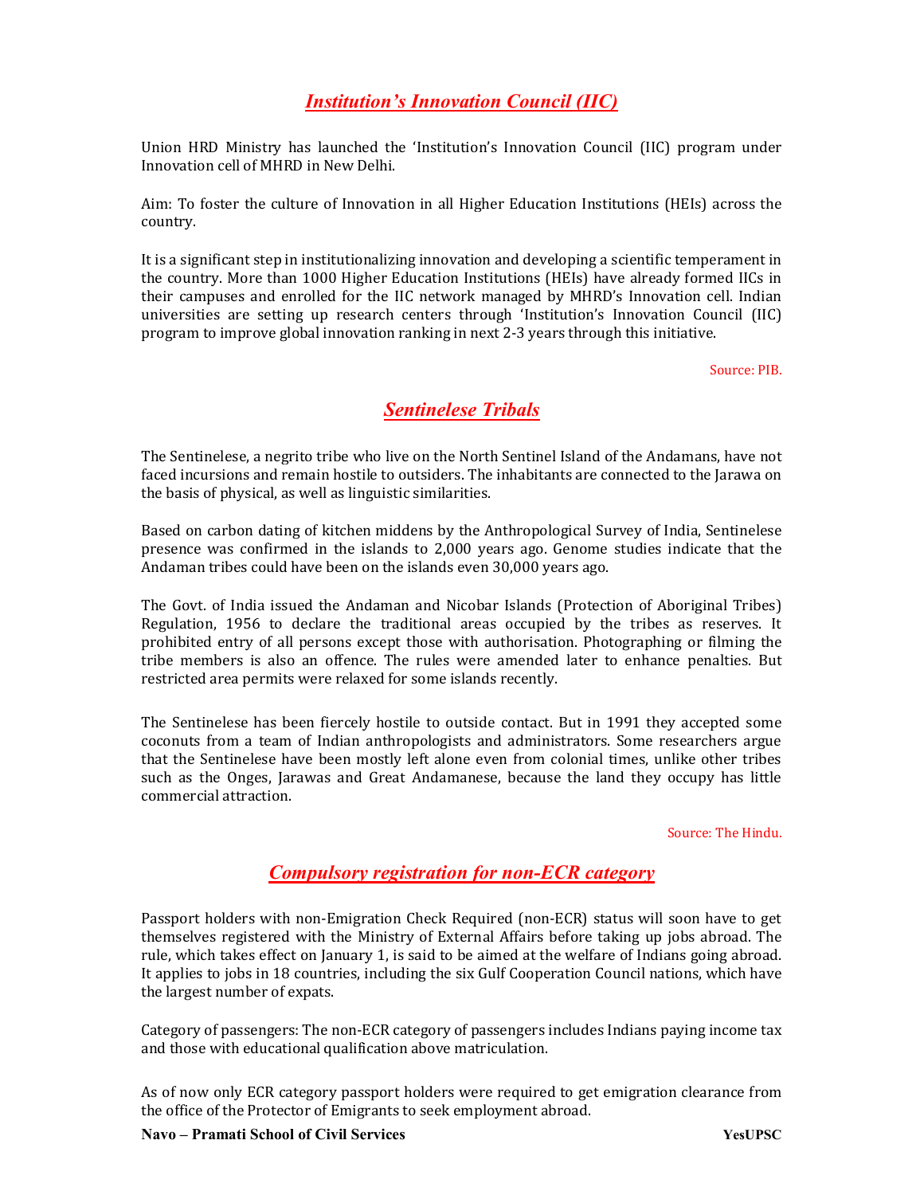## *Institution's Innovation Council (IIC)*

Union HRD Ministry has launched the 'Institution's Innovation Council (IIC) program under Innovation cell of MHRD in New Delhi.

Aim: To foster the culture of Innovation in all Higher Education Institutions (HEIs) across the country.

It is a significant step in institutionalizing innovation and developing a scientific temperament in the country. More than 1000 Higher Education Institutions (HEIs) have already formed IICs in their campuses and enrolled for the IIC network managed by MHRD's Innovation cell. Indian universities are setting up research centers through 'Institution's Innovation Council (IIC) program to improve global innovation ranking in next 2-3 years through this initiative.

Source: PIB.

## *Sentinelese Tribals*

The Sentinelese, a negrito tribe who live on the North Sentinel Island of the Andamans, have not faced incursions and remain hostile to outsiders. The inhabitants are connected to the Jarawa on the basis of physical, as well as linguistic similarities.

Based on carbon dating of kitchen middens by the Anthropological Survey of India, Sentinelese presence was confirmed in the islands to 2,000 years ago. Genome studies indicate that the Andaman tribes could have been on the islands even 30,000 years ago.

The Govt. of India issued the Andaman and Nicobar Islands (Protection of Aboriginal Tribes) Regulation, 1956 to declare the traditional areas occupied by the tribes as reserves. It prohibited entry of all persons except those with authorisation. Photographing or filming the tribe members is also an offence. The rules were amended later to enhance penalties. But restricted area permits were relaxed for some islands recently.

The Sentinelese has been fiercely hostile to outside contact. But in 1991 they accepted some coconuts from a team of Indian anthropologists and administrators. Some researchers argue that the Sentinelese have been mostly left alone even from colonial times, unlike other tribes such as the Onges, Jarawas and Great Andamanese, because the land they occupy has little commercial attraction.

Source: The Hindu.

## *Compulsory registration for non-ECR category*

Passport holders with non-Emigration Check Required (non-ECR) status will soon have to get themselves registered with the Ministry of External Affairs before taking up jobs abroad. The rule, which takes effect on January 1, is said to be aimed at the welfare of Indians going abroad. It applies to jobs in 18 countries, including the six Gulf Cooperation Council nations, which have the largest number of expats.

Category of passengers: The non-ECR category of passengers includes Indians paying income tax and those with educational qualification above matriculation.

As of now only ECR category passport holders were required to get emigration clearance from the office of the Protector of Emigrants to seek employment abroad.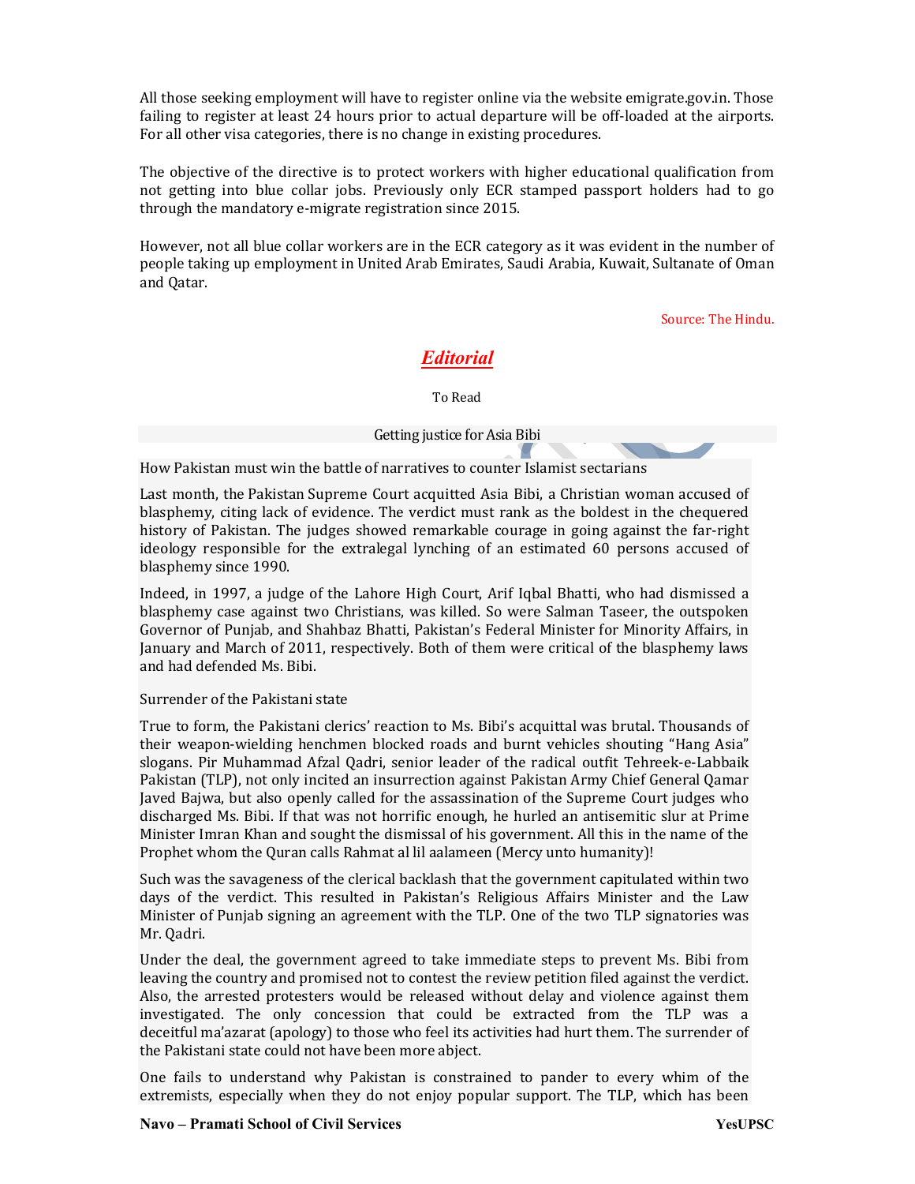All those seeking employment will have to register online via the website emigrate.gov.in. Those failing to register at least 24 hours prior to actual departure will be off-loaded at the airports. For all other visa categories, there is no change in existing procedures.

The objective of the directive is to protect workers with higher educational qualification from not getting into blue collar jobs. Previously only ECR stamped passport holders had to go through the mandatory e-migrate registration since 2015.

However, not all blue collar workers are in the ECR category as it was evident in the number of people taking up employment in United Arab Emirates, Saudi Arabia, Kuwait, Sultanate of Oman and Qatar.

Source: The Hindu.

## *Editorial*

To Read

### Getting justice for Asia Bibi

How Pakistan must win the battle of narratives to counter Islamist sectarians

Last month, the Pakistan Supreme Court acquitted Asia Bibi, a Christian woman accused of blasphemy, citing lack of evidence. The verdict must rank as the boldest in the chequered history of Pakistan. The judges showed remarkable courage in going against the far-right ideology responsible for the extralegal lynching of an estimated 60 persons accused of blasphemy since 1990.

Indeed, in 1997, a judge of the Lahore High Court, Arif Iqbal Bhatti, who had dismissed a blasphemy case against two Christians, was killed. So were Salman Taseer, the outspoken Governor of Punjab, and Shahbaz Bhatti, Pakistan's Federal Minister for Minority Affairs, in January and March of 2011, respectively. Both of them were critical of the blasphemy laws and had defended Ms. Bibi.

#### Surrender of the Pakistani state

True to form, the Pakistani clerics' reaction to Ms. Bibi's acquittal was brutal. Thousands of their weapon-wielding henchmen blocked roads and burnt vehicles shouting "Hang Asia" slogans. Pir Muhammad Afzal Qadri, senior leader of the radical outfit Tehreek-e-Labbaik Pakistan (TLP), not only incited an insurrection against Pakistan Army Chief General Qamar Javed Bajwa, but also openly called for the assassination of the Supreme Court judges who discharged Ms. Bibi. If that was not horrific enough, he hurled an antisemitic slur at Prime Minister Imran Khan and sought the dismissal of his government. All this in the name of the Prophet whom the Quran calls Rahmat al lil aalameen (Mercy unto humanity)!

Such was the savageness of the clerical backlash that the government capitulated within two days of the verdict. This resulted in Pakistan's Religious Affairs Minister and the Law Minister of Punjab signing an agreement with the TLP. One of the two TLP signatories was Mr. Qadri.

Under the deal, the government agreed to take immediate steps to prevent Ms. Bibi from leaving the country and promised not to contest the review petition filed against the verdict. Also, the arrested protesters would be released without delay and violence against them investigated. The only concession that could be extracted from the TLP was a deceitful ma'azarat (apology) to those who feel its activities had hurt them. The surrender of the Pakistani state could not have been more abject.

One fails to understand why Pakistan is constrained to pander to every whim of the extremists, especially when they do not enjoy popular support. The TLP, which has been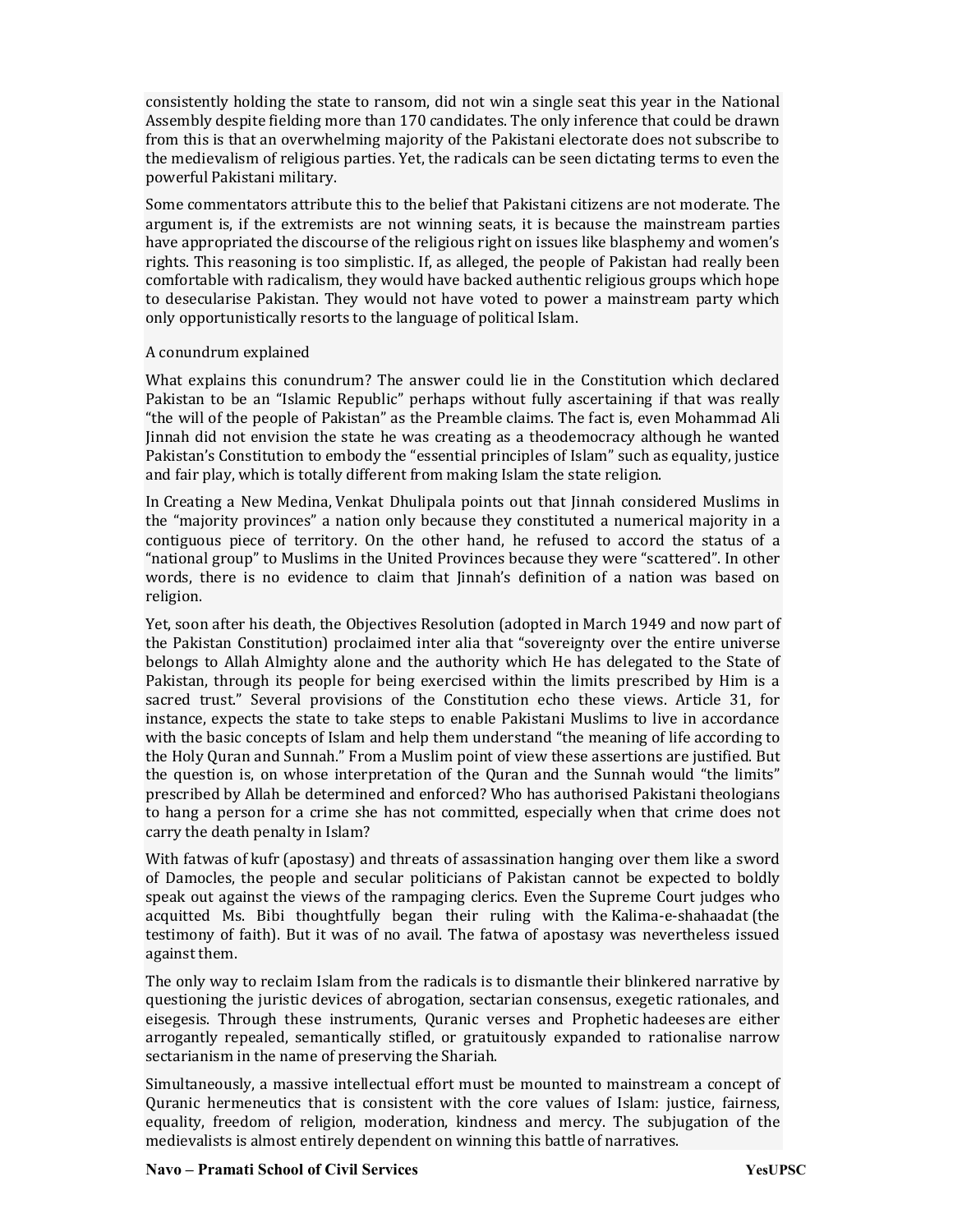consistently holding the state to ransom, did not win a single seat this year in the National Assembly despite fielding more than 170 candidates. The only inference that could be drawn from this is that an overwhelming majority of the Pakistani electorate does not subscribe to the medievalism of religious parties. Yet, the radicals can be seen dictating terms to even the powerful Pakistani military.

Some commentators attribute this to the belief that Pakistani citizens are not moderate. The argument is, if the extremists are not winning seats, it is because the mainstream parties have appropriated the discourse of the religious right on issues like blasphemy and women's rights. This reasoning is too simplistic. If, as alleged, the people of Pakistan had really been comfortable with radicalism, they would have backed authentic religious groups which hope to desecularise Pakistan. They would not have voted to power a mainstream party which only opportunistically resorts to the language of political Islam.

A conundrum explained

What explains this conundrum? The answer could lie in the Constitution which declared Pakistan to be an "Islamic Republic" perhaps without fully ascertaining if that was really "the will of the people of Pakistan" as the Preamble claims. The fact is, even Mohammad Ali Jinnah did not envision the state he was creating as a theodemocracy although he wanted Pakistan's Constitution to embody the "essential principles of Islam" such as equality, justice and fair play, which is totally different from making Islam the state religion.

In Creating a New Medina, Venkat Dhulipala points out that Jinnah considered Muslims in the "majority provinces" a nation only because they constituted a numerical majority in a contiguous piece of territory. On the other hand, he refused to accord the status of a "national group" to Muslims in the United Provinces because they were "scattered". In other words, there is no evidence to claim that Jinnah's definition of a nation was based on religion.

Yet, soon after his death, the Objectives Resolution (adopted in March 1949 and now part of the Pakistan Constitution) proclaimed inter alia that "sovereignty over the entire universe belongs to Allah Almighty alone and the authority which He has delegated to the State of Pakistan, through its people for being exercised within the limits prescribed by Him is a sacred trust." Several provisions of the Constitution echo these views. Article 31, for instance, expects the state to take steps to enable Pakistani Muslims to live in accordance with the basic concepts of Islam and help them understand "the meaning of life according to the Holy Quran and Sunnah." From a Muslim point of view these assertions are justified. But the question is, on whose interpretation of the Quran and the Sunnah would "the limits" prescribed by Allah be determined and enforced? Who has authorised Pakistani theologians to hang a person for a crime she has not committed, especially when that crime does not carry the death penalty in Islam?

With fatwas of kufr (apostasy) and threats of assassination hanging over them like a sword of Damocles, the people and secular politicians of Pakistan cannot be expected to boldly speak out against the views of the rampaging clerics. Even the Supreme Court judges who acquitted Ms. Bibi thoughtfully began their ruling with the Kalima-e-shahaadat (the testimony of faith). But it was of no avail. The fatwa of apostasy was nevertheless issued against them.

The only way to reclaim Islam from the radicals is to dismantle their blinkered narrative by questioning the juristic devices of abrogation, sectarian consensus, exegetic rationales, and eisegesis. Through these instruments, Quranic verses and Prophetic hadeeses are either arrogantly repealed, semantically stifled, or gratuitously expanded to rationalise narrow sectarianism in the name of preserving the Shariah.

Simultaneously, a massive intellectual effort must be mounted to mainstream a concept of Quranic hermeneutics that is consistent with the core values of Islam: justice, fairness, equality, freedom of religion, moderation, kindness and mercy. The subjugation of the medievalists is almost entirely dependent on winning this battle of narratives.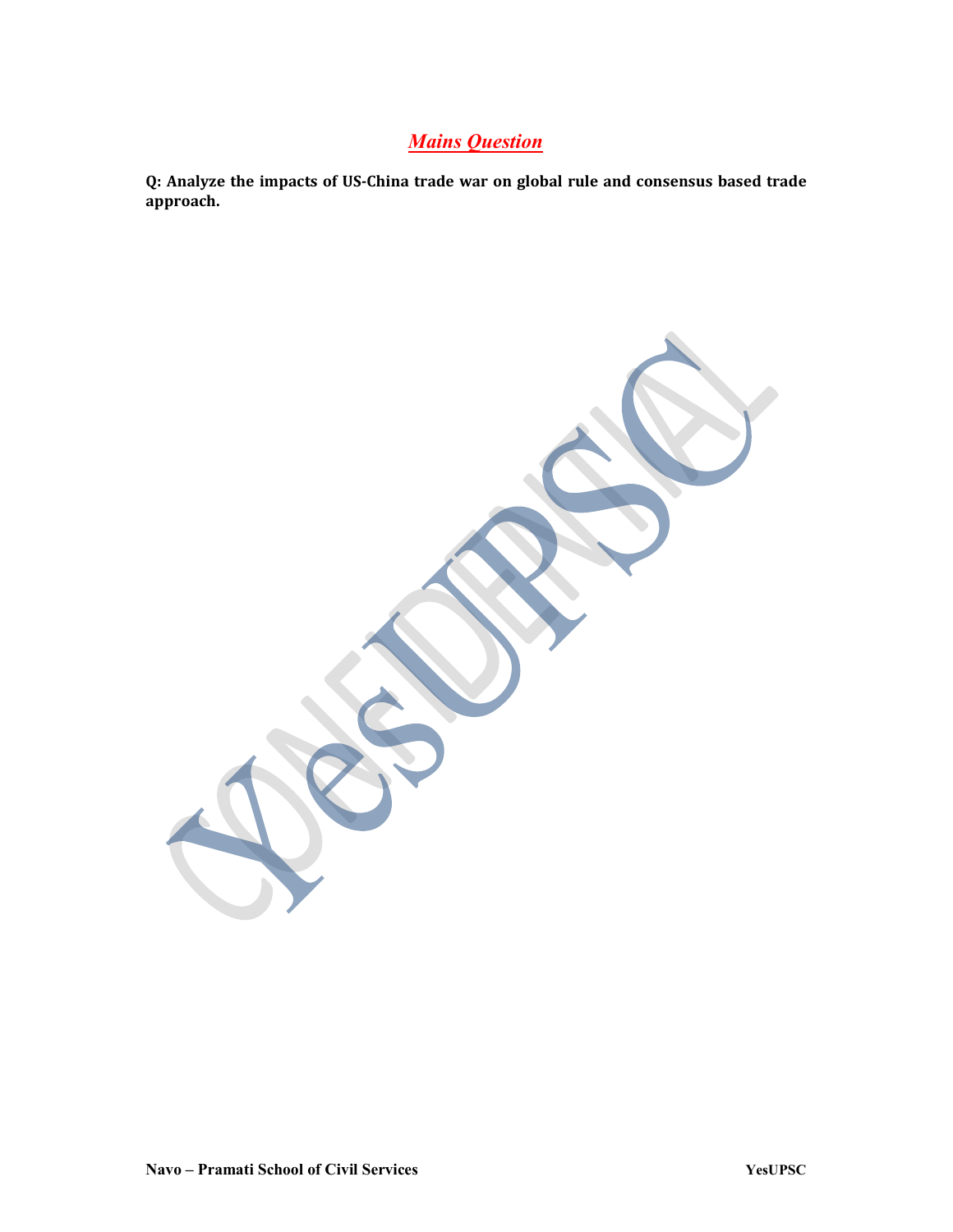## *Mains Question*

**Q: Analyze the impacts of US-China trade war on global rule and consensus based trade approach.**